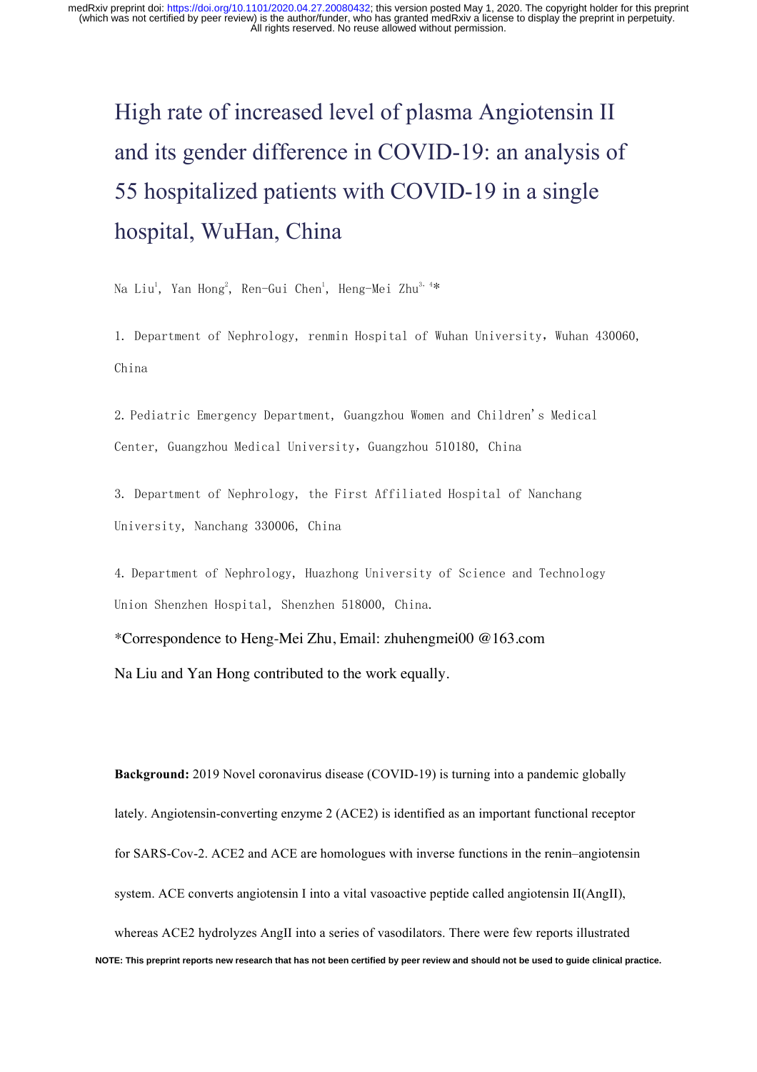# High rate of increased level of plasma Angiotensin II and its gender difference in COVID-19: an analysis of 55 hospitalized patients with COVID-19 in a single hospital, WuHan, China

Na Liu[1], Yan Hong[2], Ren-Gui Chen[1], Heng-Mei Zhu[3, 4]*

1. Department of Nephrology, renmin Hospital of Wuhan University，Wuhan 430060, China

2. Pediatric Emergency Department, Guangzhou Women and Children's Medical Center, Guangzhou Medical University，Guangzhou 510180, China

3. Department of Nephrology, the First Affiliated Hospital of Nanchang University, Nanchang 330006, China

4. Department of Nephrology, Huazhong University of Science and Technology Union Shenzhen Hospital, Shenzhen 518000, China.

*Correspondence to Heng-Mei Zhu, Email: zhuhengmei00 @163.com

Na Liu and Yan Hong contributed to the work equally.

**Background:** 2019 Novel coronavirus disease (COVID-19) is turning into a pandemic globally lately. Angiotensin-converting enzyme 2 (ACE2) is identified as an important functional receptor for SARS-Cov-2. ACE2 and ACE are homologues with inverse functions in the renin–angiotensin system. ACE converts angiotensin I into a vital vasoactive peptide called angiotensin II(AngII), whereas ACE2 hydrolyzes AngII into a series of vasodilators. There were few reports illustrated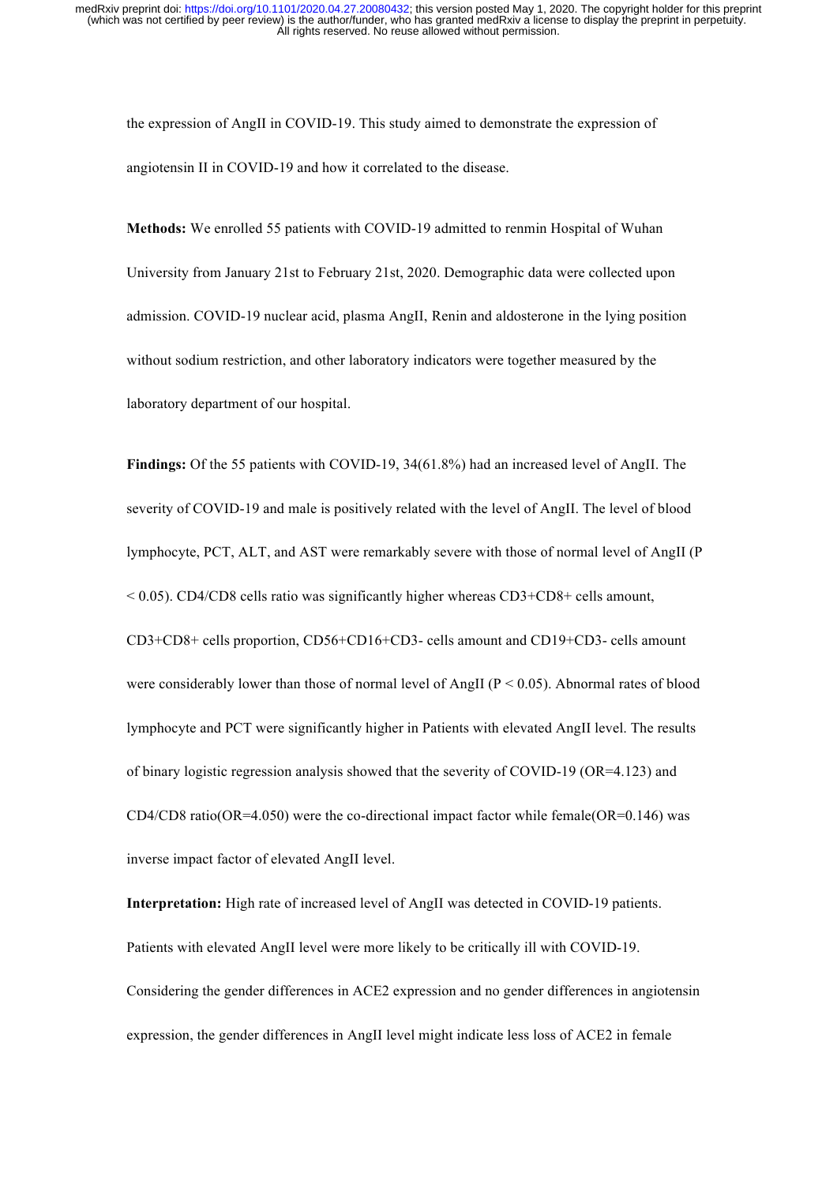the expression of AngII in COVID-19. This study aimed to demonstrate the expression of angiotensin II in COVID-19 and how it correlated to the disease.

**Methods:** We enrolled 55 patients with COVID-19 admitted to renmin Hospital of Wuhan University from January 21st to February 21st, 2020. Demographic data were collected upon admission. COVID-19 nuclear acid, plasma AngII, Renin and aldosterone in the lying position without sodium restriction, and other laboratory indicators were together measured by the laboratory department of our hospital.

**Findings:** Of the 55 patients with COVID-19, 34(61.8%) had an increased level of AngII. The severity of COVID-19 and male is positively related with the level of AngII. The level of blood lymphocyte, PCT, ALT, and AST were remarkably severe with those of normal level of AngII ($P < 0.05$). CD4/CD8 cells ratio was significantly higher whereas CD3+CD8+ cells amount, CD3+CD8+ cells proportion, CD56+CD16+CD3- cells amount and CD19+CD3- cells amount were considerably lower than those of normal level of AngII ($P < 0.05$). Abnormal rates of blood lymphocyte and PCT were significantly higher in Patients with elevated AngII level. The results of binary logistic regression analysis showed that the severity of COVID-19 (OR=4.123) and CD4/CD8 ratio(OR=4.050) were the co-directional impact factor while female(OR=0.146) was inverse impact factor of elevated AngII level.

**Interpretation:** High rate of increased level of AngII was detected in COVID-19 patients. Patients with elevated AngII level were more likely to be critically ill with COVID-19. Considering the gender differences in ACE2 expression and no gender differences in angiotensin expression, the gender differences in AngII level might indicate less loss of ACE2 in female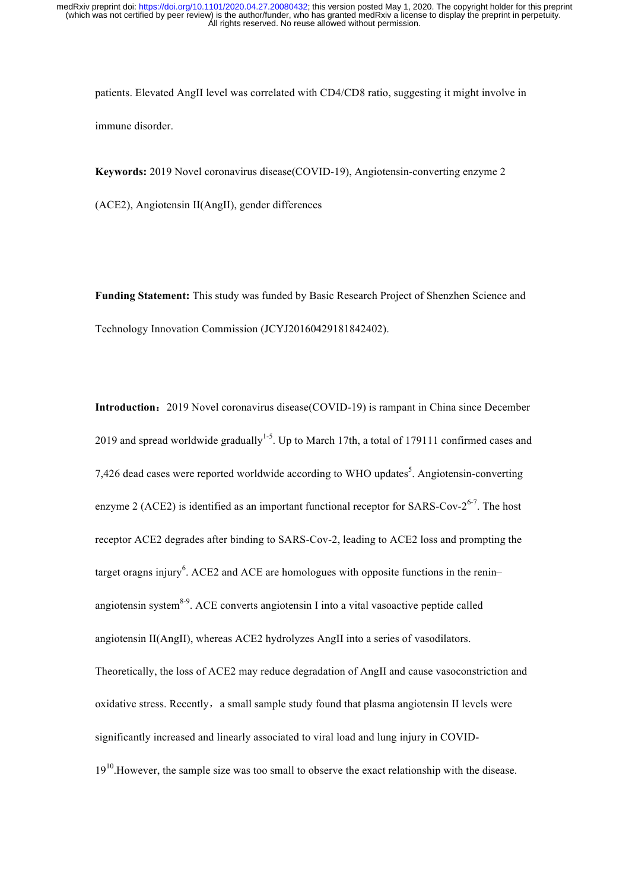patients. Elevated AngII level was correlated with CD4/CD8 ratio, suggesting it might involve in immune disorder.

**Keywords:** 2019 Novel coronavirus disease(COVID-19), Angiotensin-converting enzyme 2 (ACE2), Angiotensin II(AngII), gender differences

**Funding Statement:** This study was funded by Basic Research Project of Shenzhen Science and Technology Innovation Commission (JCYJ20160429181842402).

**Introduction**：2019 Novel coronavirus disease(COVID-19) is rampant in China since December 2019 and spread worldwide gradually[1-5]. Up to March 17th, a total of 179111 confirmed cases and 7,426 dead cases were reported worldwide according to WHO updates[5]. Angiotensin-converting enzyme 2 (ACE2) is identified as an important functional receptor for SARS-Cov-2[6-7]. The host receptor ACE2 degrades after binding to SARS-Cov-2, leading to ACE2 loss and prompting the target oragns injury[6]. ACE2 and ACE are homologues with opposite functions in the renin–angiotensin system[8-9]. ACE converts angiotensin I into a vital vasoactive peptide called angiotensin II(AngII), whereas ACE2 hydrolyzes AngII into a series of vasodilators. Theoretically, the loss of ACE2 may reduce degradation of AngII and cause vasoconstriction and oxidative stress. Recently，a small sample study found that plasma angiotensin II levels were significantly increased and linearly associated to viral load and lung injury in COVID-19[10].However, the sample size was too small to observe the exact relationship with the disease.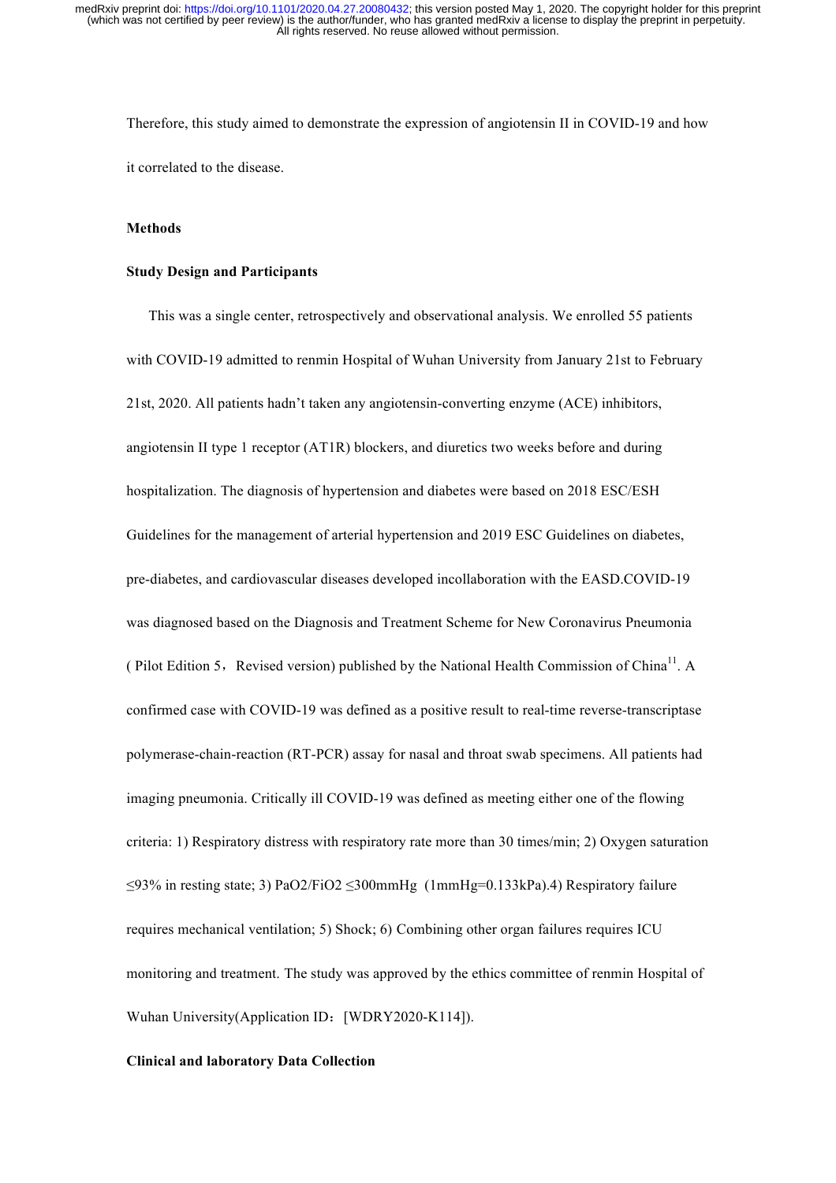Therefore, this study aimed to demonstrate the expression of angiotensin II in COVID-19 and how it correlated to the disease.

## Methods

### Study Design and Participants

This was a single center, retrospectively and observational analysis. We enrolled 55 patients with COVID-19 admitted to renmin Hospital of Wuhan University from January 21st to February 21st, 2020. All patients hadn't taken any angiotensin-converting enzyme (ACE) inhibitors, angiotensin II type 1 receptor (AT1R) blockers, and diuretics two weeks before and during hospitalization. The diagnosis of hypertension and diabetes were based on 2018 ESC/ESH Guidelines for the management of arterial hypertension and 2019 ESC Guidelines on diabetes, pre-diabetes, and cardiovascular diseases developed incollaboration with the EASD.COVID-19 was diagnosed based on the Diagnosis and Treatment Scheme for New Coronavirus Pneumonia ( Pilot Edition 5，Revised version) published by the National Health Commission of China[11]. A confirmed case with COVID-19 was defined as a positive result to real-time reverse-transcriptase polymerase-chain-reaction (RT-PCR) assay for nasal and throat swab specimens. All patients had imaging pneumonia. Critically ill COVID-19 was defined as meeting either one of the flowing criteria: 1) Respiratory distress with respiratory rate more than 30 times/min; 2) Oxygen saturation ≤93% in resting state; 3) $PaO_2/FiO_2$ ≤300mmHg (1mmHg=0.133kPa).4) Respiratory failure requires mechanical ventilation; 5) Shock; 6) Combining other organ failures requires ICU monitoring and treatment. The study was approved by the ethics committee of renmin Hospital of Wuhan University(Application ID：[WDRY2020-K114]).

### Clinical and laboratory Data Collection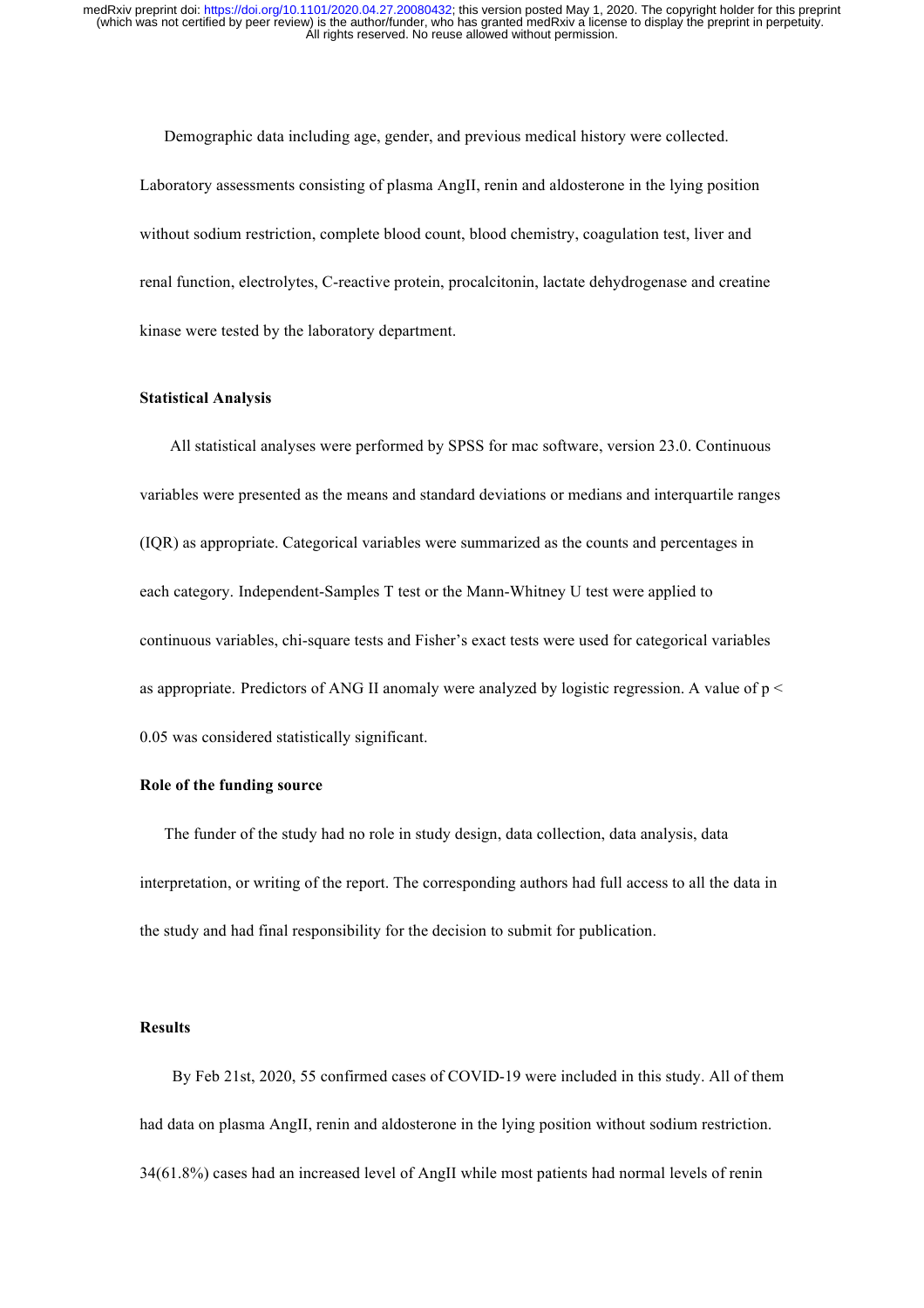Demographic data including age, gender, and previous medical history were collected. Laboratory assessments consisting of plasma AngII, renin and aldosterone in the lying position without sodium restriction, complete blood count, blood chemistry, coagulation test, liver and renal function, electrolytes, C-reactive protein, procalcitonin, lactate dehydrogenase and creatine kinase were tested by the laboratory department.

### Statistical Analysis

All statistical analyses were performed by SPSS for mac software, version 23.0. Continuous variables were presented as the means and standard deviations or medians and interquartile ranges (IQR) as appropriate. Categorical variables were summarized as the counts and percentages in each category. Independent-Samples T test or the Mann-Whitney U test were applied to continuous variables, chi-square tests and Fisher's exact tests were used for categorical variables as appropriate. Predictors of ANG II anomaly were analyzed by logistic regression. A value of $p < 0.05$ was considered statistically significant.

### Role of the funding source

The funder of the study had no role in study design, data collection, data analysis, data interpretation, or writing of the report. The corresponding authors had full access to all the data in the study and had final responsibility for the decision to submit for publication.

## Results

By Feb 21st, 2020, 55 confirmed cases of COVID-19 were included in this study. All of them had data on plasma AngII, renin and aldosterone in the lying position without sodium restriction. 34(61.8%) cases had an increased level of AngII while most patients had normal levels of renin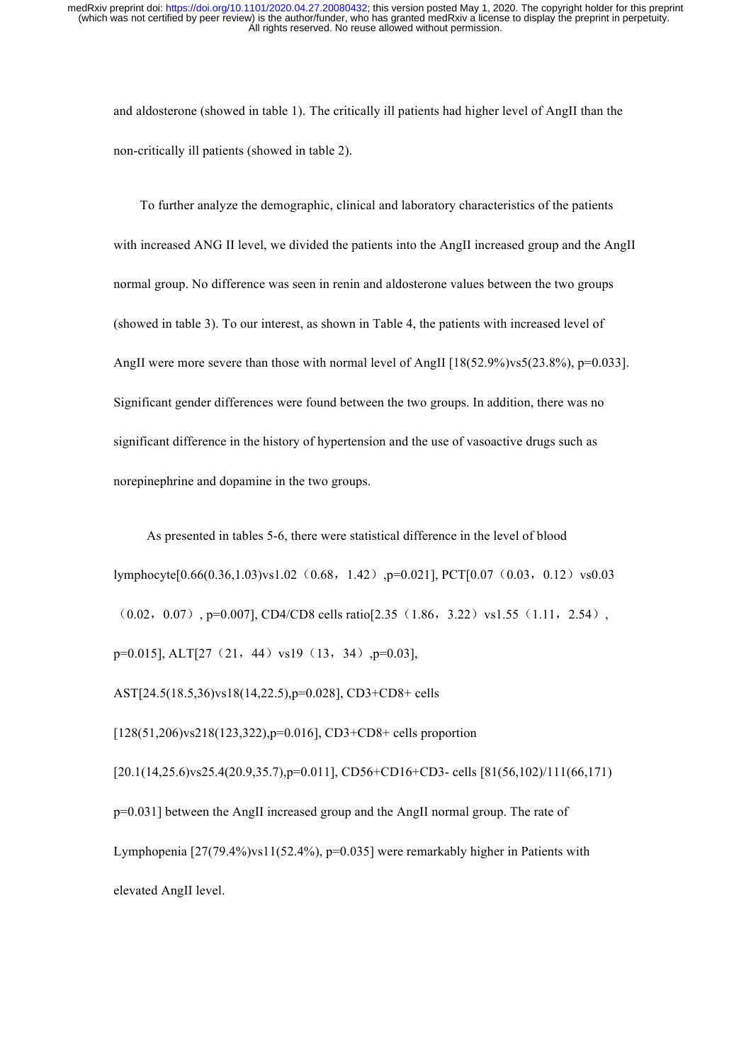and aldosterone (showed in table 1). The critically ill patients had higher level of AngII than the non-critically ill patients (showed in table 2).

To further analyze the demographic, clinical and laboratory characteristics of the patients with increased ANG II level, we divided the patients into the AngII increased group and the AngII normal group. No difference was seen in renin and aldosterone values between the two groups (showed in table 3). To our interest, as shown in Table 4, the patients with increased level of AngII were more severe than those with normal level of AngII [18(52.9%)vs5(23.8%), p=0.033]. Significant gender differences were found between the two groups. In addition, there was no significant difference in the history of hypertension and the use of vasoactive drugs such as norepinephrine and dopamine in the two groups.

As presented in tables 5-6, there were statistical difference in the level of blood lymphocyte[0.66(0.36,1.03)vs1.02（0.68，1.42）,p=0.021], PCT[0.07（0.03，0.12）vs0.03（0.02，0.07）, p=0.007], CD4/CD8 cells ratio[2.35（1.86，3.22）vs1.55（1.11，2.54）, p=0.015], ALT[27（21，44）vs19（13，34）,p=0.03], AST[24.5(18.5,36)vs18(14,22.5),p=0.028], CD3+CD8+ cells [128(51,206)vs218(123,322),p=0.016], CD3+CD8+ cells proportion [20.1(14,25.6)vs25.4(20.9,35.7),p=0.011], CD56+CD16+CD3- cells [81(56,102)/111(66,171) p=0.031] between the AngII increased group and the AngII normal group. The rate of Lymphopenia [27(79.4%)vs11(52.4%), p=0.035] were remarkably higher in Patients with elevated AngII level.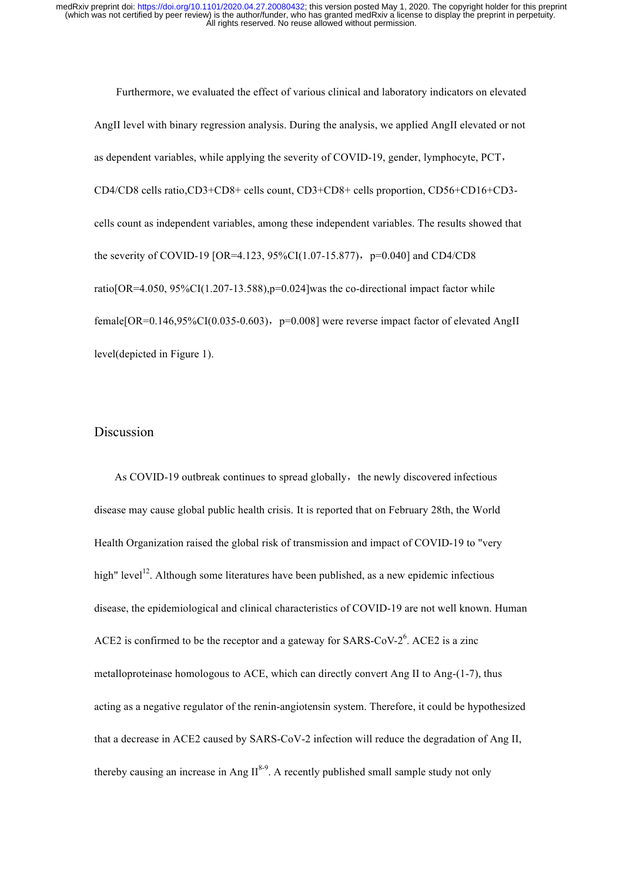Furthermore, we evaluated the effect of various clinical and laboratory indicators on elevated AngII level with binary regression analysis. During the analysis, we applied AngII elevated or not as dependent variables, while applying the severity of COVID-19, gender, lymphocyte, PCT，CD4/CD8 cells ratio,CD3+CD8+ cells count, CD3+CD8+ cells proportion, CD56+CD16+CD3- cells count as independent variables, among these independent variables. The results showed that the severity of COVID-19 [OR=4.123, 95%CI(1.07-15.877)，p=0.040] and CD4/CD8 ratio[OR=4.050, 95%CI(1.207-13.588),p=0.024]was the co-directional impact factor while female[OR=0.146,95%CI(0.035-0.603)，p=0.008] were reverse impact factor of elevated AngII level(depicted in Figure 1).

## Discussion

As COVID-19 outbreak continues to spread globally，the newly discovered infectious disease may cause global public health crisis. It is reported that on February 28th, the World Health Organization raised the global risk of transmission and impact of COVID-19 to "very high" level[12]. Although some literatures have been published, as a new epidemic infectious disease, the epidemiological and clinical characteristics of COVID-19 are not well known. Human ACE2 is confirmed to be the receptor and a gateway for SARS-CoV-2[6]. ACE2 is a zinc metalloproteinase homologous to ACE, which can directly convert Ang II to Ang-(1-7), thus acting as a negative regulator of the renin-angiotensin system. Therefore, it could be hypothesized that a decrease in ACE2 caused by SARS-CoV-2 infection will reduce the degradation of Ang II, thereby causing an increase in Ang II[8-9]. A recently published small sample study not only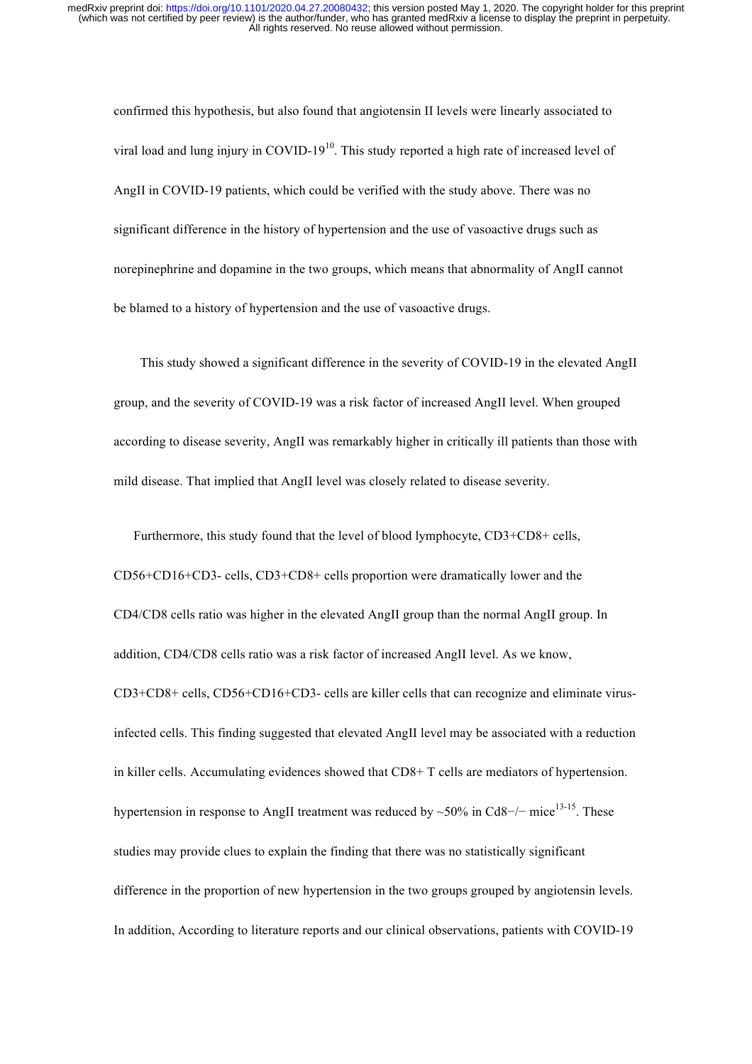confirmed this hypothesis, but also found that angiotensin II levels were linearly associated to viral load and lung injury in COVID-19[10]. This study reported a high rate of increased level of AngII in COVID-19 patients, which could be verified with the study above. There was no significant difference in the history of hypertension and the use of vasoactive drugs such as norepinephrine and dopamine in the two groups, which means that abnormality of AngII cannot be blamed to a history of hypertension and the use of vasoactive drugs.

This study showed a significant difference in the severity of COVID-19 in the elevated AngII group, and the severity of COVID-19 was a risk factor of increased AngII level. When grouped according to disease severity, AngII was remarkably higher in critically ill patients than those with mild disease. That implied that AngII level was closely related to disease severity.

Furthermore, this study found that the level of blood lymphocyte, CD3+CD8+ cells, CD56+CD16+CD3- cells, CD3+CD8+ cells proportion were dramatically lower and the CD4/CD8 cells ratio was higher in the elevated AngII group than the normal AngII group. In addition, CD4/CD8 cells ratio was a risk factor of increased AngII level. As we know, CD3+CD8+ cells, CD56+CD16+CD3- cells are killer cells that can recognize and eliminate virus-infected cells. This finding suggested that elevated AngII level may be associated with a reduction in killer cells. Accumulating evidences showed that CD8+ T cells are mediators of hypertension. hypertension in response to AngII treatment was reduced by ~50% in Cd8−/− mice[13-15]. These studies may provide clues to explain the finding that there was no statistically significant difference in the proportion of new hypertension in the two groups grouped by angiotensin levels. In addition, According to literature reports and our clinical observations, patients with COVID-19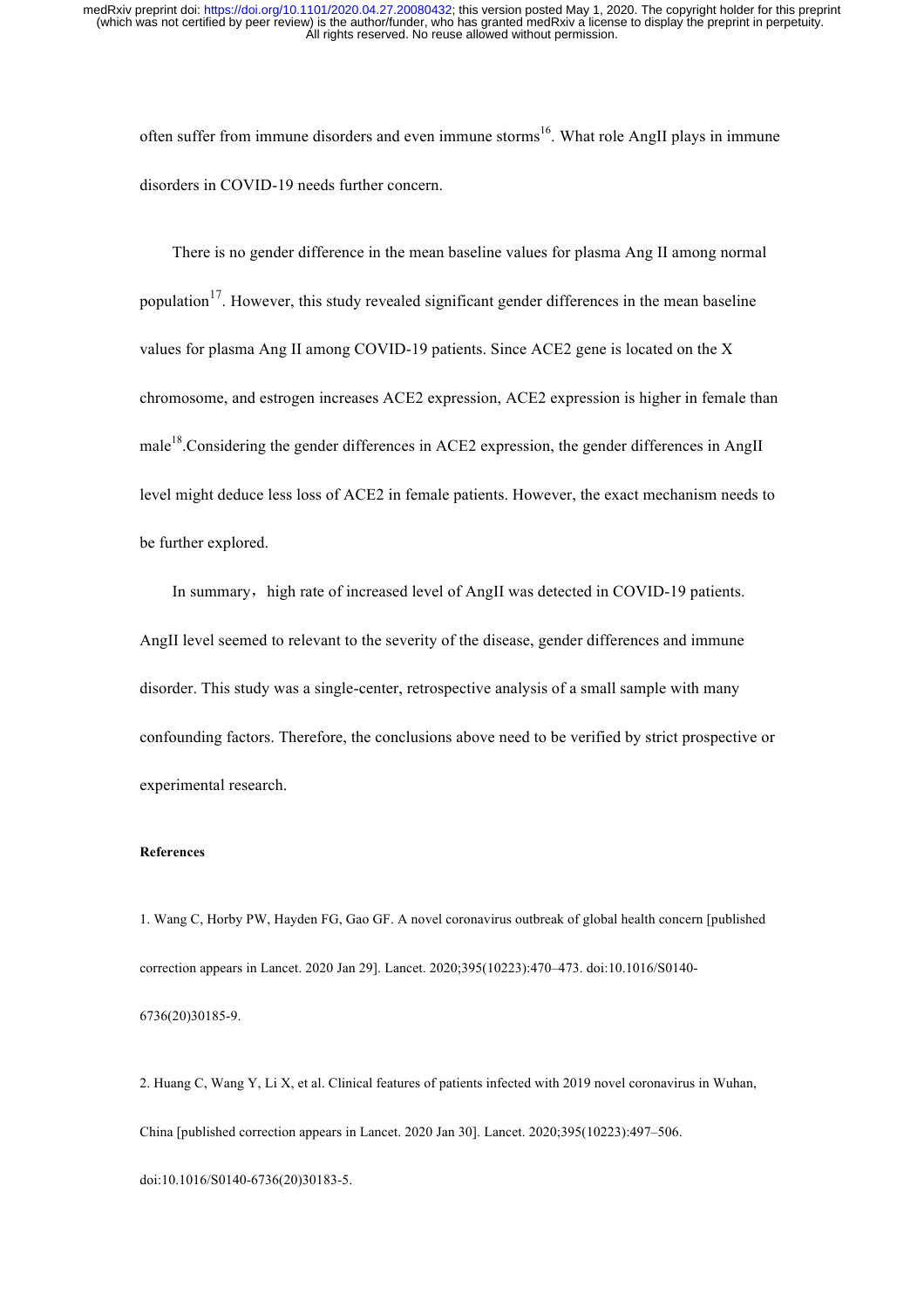often suffer from immune disorders and even immune storms[16]. What role AngII plays in immune disorders in COVID-19 needs further concern.

There is no gender difference in the mean baseline values for plasma Ang II among normal population[17]. However, this study revealed significant gender differences in the mean baseline values for plasma Ang II among COVID-19 patients. Since ACE2 gene is located on the X chromosome, and estrogen increases ACE2 expression, ACE2 expression is higher in female than male[18].Considering the gender differences in ACE2 expression, the gender differences in AngII level might deduce less loss of ACE2 in female patients. However, the exact mechanism needs to be further explored.

In summary，high rate of increased level of AngII was detected in COVID-19 patients. AngII level seemed to relevant to the severity of the disease, gender differences and immune disorder. This study was a single-center, retrospective analysis of a small sample with many confounding factors. Therefore, the conclusions above need to be verified by strict prospective or experimental research.

#### References

1. Wang C, Horby PW, Hayden FG, Gao GF. A novel coronavirus outbreak of global health concern [published correction appears in Lancet. 2020 Jan 29]. Lancet. 2020;395(10223):470–473. doi:10.1016/S0140-6736(20)30185-9.

2. Huang C, Wang Y, Li X, et al. Clinical features of patients infected with 2019 novel coronavirus in Wuhan, China [published correction appears in Lancet. 2020 Jan 30]. Lancet. 2020;395(10223):497–506. doi:10.1016/S0140-6736(20)30183-5.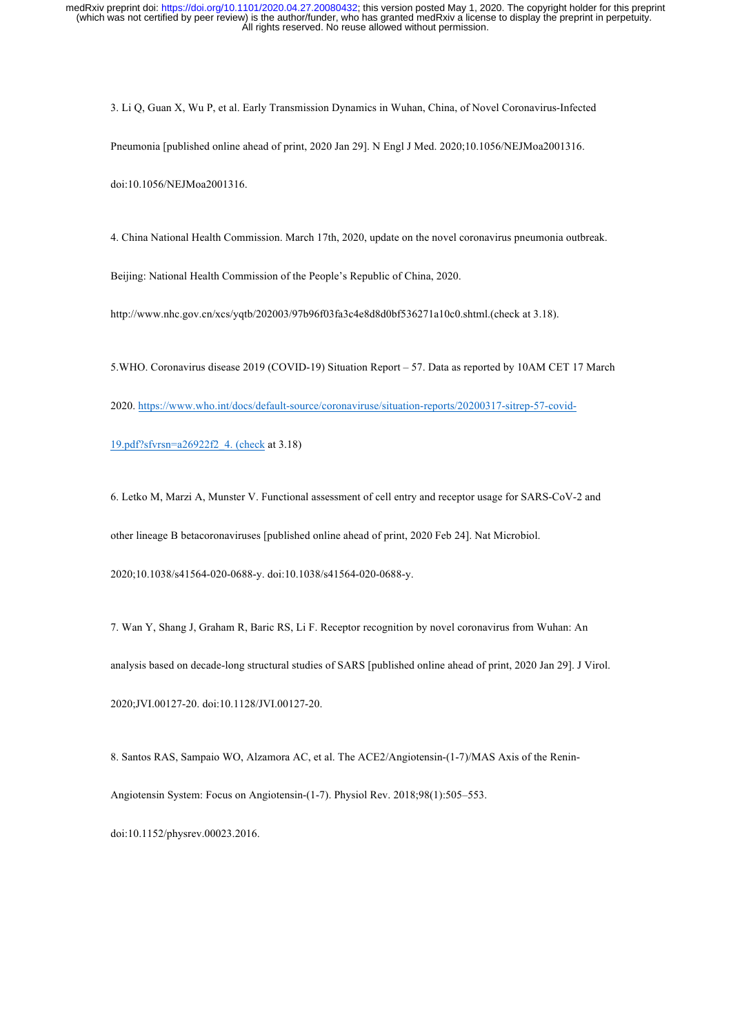3. Li Q, Guan X, Wu P, et al. Early Transmission Dynamics in Wuhan, China, of Novel Coronavirus-Infected Pneumonia [published online ahead of print, 2020 Jan 29]. N Engl J Med. 2020;10.1056/NEJMoa2001316. doi:10.1056/NEJMoa2001316.

4. China National Health Commission. March 17th, 2020, update on the novel coronavirus pneumonia outbreak. Beijing: National Health Commission of the People's Republic of China, 2020. http://www.nhc.gov.cn/xcs/yqtb/202003/97b96f03fa3c4e8d8d0bf536271a10c0.shtml.(check at 3.18).

5.WHO. Coronavirus disease 2019 (COVID-19) Situation Report – 57. Data as reported by 10AM CET 17 March 2020. https://www.who.int/docs/default-source/coronaviruse/situation-reports/20200317-sitrep-57-covid-19.pdf?sfvrsn=a26922f2_4. (check at 3.18)

6. Letko M, Marzi A, Munster V. Functional assessment of cell entry and receptor usage for SARS-CoV-2 and other lineage B betacoronaviruses [published online ahead of print, 2020 Feb 24]. Nat Microbiol. 2020;10.1038/s41564-020-0688-y. doi:10.1038/s41564-020-0688-y.

7. Wan Y, Shang J, Graham R, Baric RS, Li F. Receptor recognition by novel coronavirus from Wuhan: An analysis based on decade-long structural studies of SARS [published online ahead of print, 2020 Jan 29]. J Virol. 2020;JVI.00127-20. doi:10.1128/JVI.00127-20.

8. Santos RAS, Sampaio WO, Alzamora AC, et al. The ACE2/Angiotensin-(1-7)/MAS Axis of the Renin-Angiotensin System: Focus on Angiotensin-(1-7). Physiol Rev. 2018;98(1):505–553. doi:10.1152/physrev.00023.2016.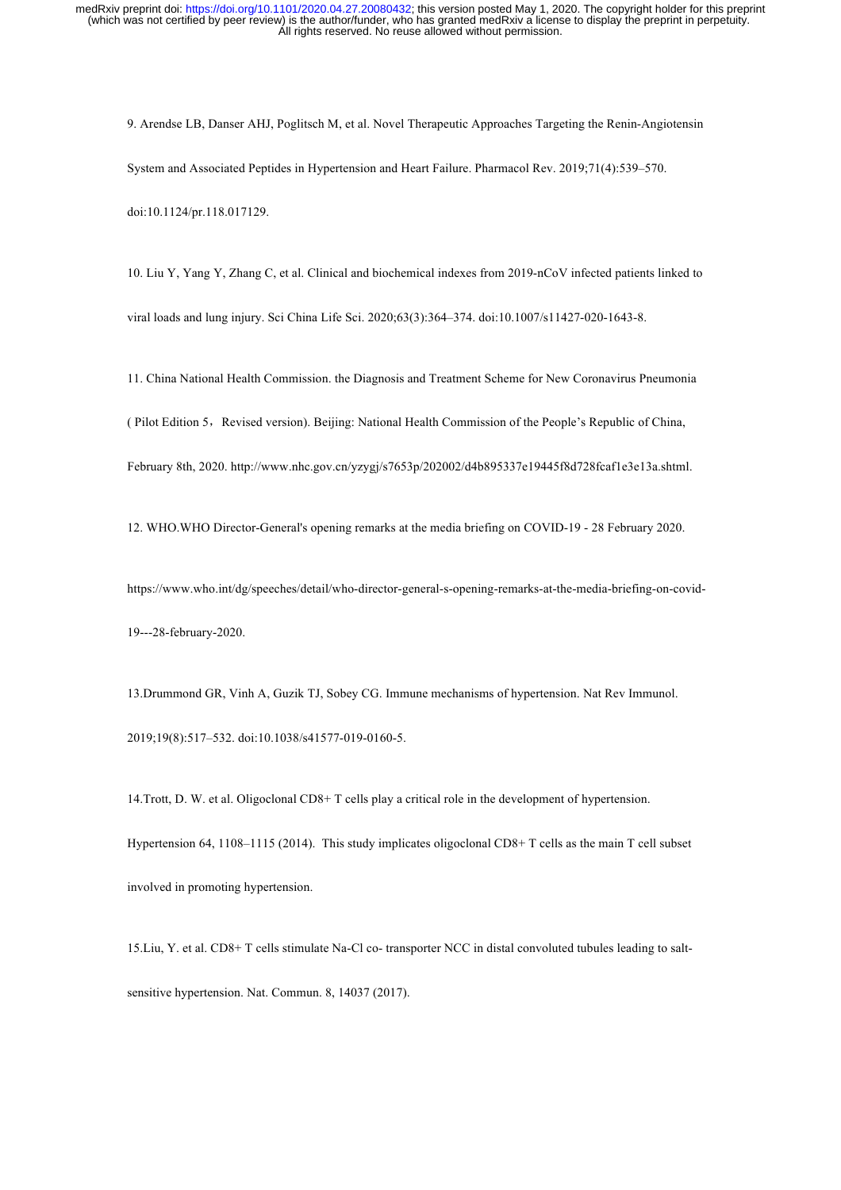9. Arendse LB, Danser AHJ, Poglitsch M, et al. Novel Therapeutic Approaches Targeting the Renin-Angiotensin System and Associated Peptides in Hypertension and Heart Failure. Pharmacol Rev. 2019;71(4):539–570. doi:10.1124/pr.118.017129.

10. Liu Y, Yang Y, Zhang C, et al. Clinical and biochemical indexes from 2019-nCoV infected patients linked to viral loads and lung injury. Sci China Life Sci. 2020;63(3):364–374. doi:10.1007/s11427-020-1643-8.

11. China National Health Commission. the Diagnosis and Treatment Scheme for New Coronavirus Pneumonia ( Pilot Edition 5，Revised version). Beijing: National Health Commission of the People's Republic of China, February 8th, 2020. http://www.nhc.gov.cn/yzygj/s7653p/202002/d4b895337e19445f8d728fcaf1e3e13a.shtml.

12. WHO.WHO Director-General's opening remarks at the media briefing on COVID-19 - 28 February 2020. https://www.who.int/dg/speeches/detail/who-director-general-s-opening-remarks-at-the-media-briefing-on-covid-19---28-february-2020.

13.Drummond GR, Vinh A, Guzik TJ, Sobey CG. Immune mechanisms of hypertension. Nat Rev Immunol. 2019;19(8):517–532. doi:10.1038/s41577-019-0160-5.

14.Trott, D. W. et al. Oligoclonal CD8+ T cells play a critical role in the development of hypertension. Hypertension 64, 1108–1115 (2014). This study implicates oligoclonal CD8+ T cells as the main T cell subset involved in promoting hypertension.

15.Liu, Y. et al. CD8+ T cells stimulate Na-Cl co- transporter NCC in distal convoluted tubules leading to salt-sensitive hypertension. Nat. Commun. 8, 14037 (2017).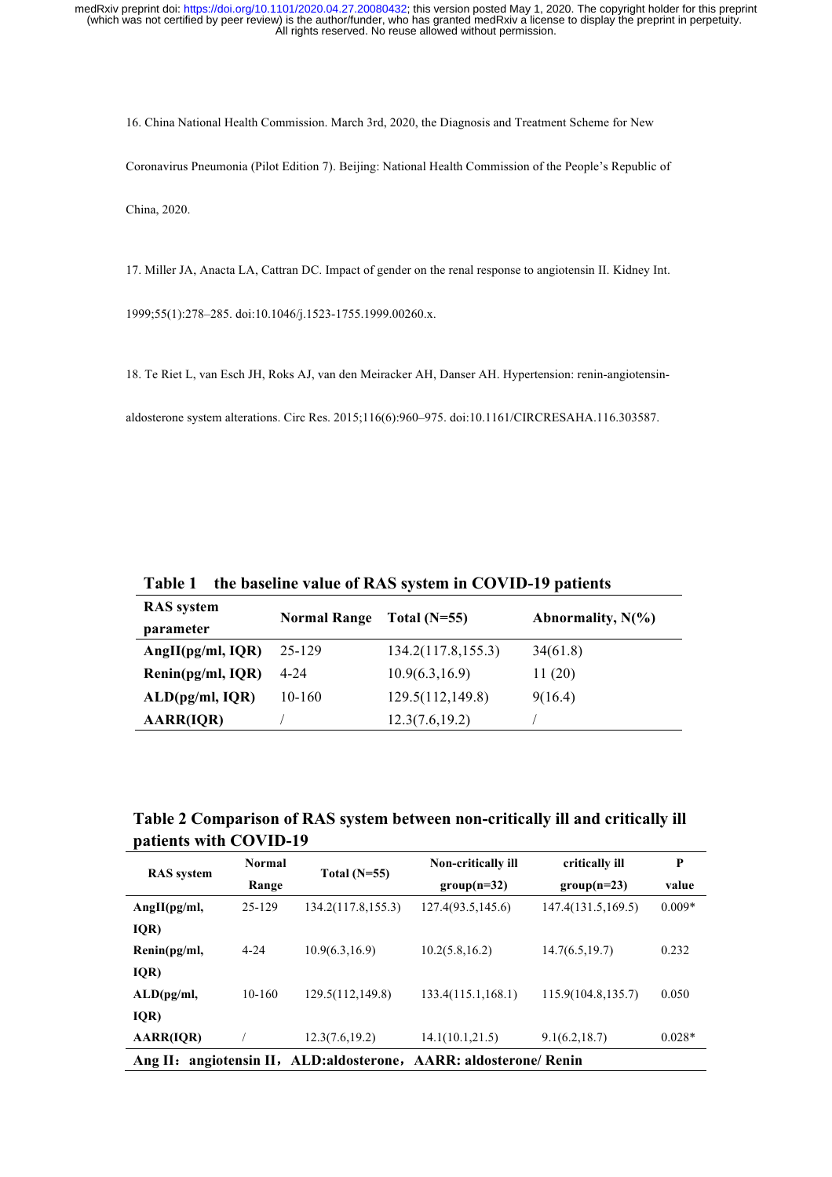16. China National Health Commission. March 3rd, 2020, the Diagnosis and Treatment Scheme for New Coronavirus Pneumonia (Pilot Edition 7). Beijing: National Health Commission of the People's Republic of China, 2020.

17. Miller JA, Anacta LA, Cattran DC. Impact of gender on the renal response to angiotensin II. Kidney Int. 1999;55(1):278–285. doi:10.1046/j.1523-1755.1999.00260.x.

18. Te Riet L, van Esch JH, Roks AJ, van den Meiracker AH, Danser AH. Hypertension: renin-angiotensin-aldosterone system alterations. Circ Res. 2015;116(6):960–975. doi:10.1161/CIRCRESAHA.116.303587.

**Table 1 the baseline value of RAS system in COVID-19 patients**

| RAS system parameter | Normal Range | Total (N=55) | Abnormality, N(%) |
|---|---|---|---|
| **AngII(pg/ml, IQR)** | 25-129 | 134.2(117.8,155.3) | 34(61.8) |
| **Renin(pg/ml, IQR)** | 4-24 | 10.9(6.3,16.9) | 11 (20) |
| **ALD(pg/ml, IQR)** | 10-160 | 129.5(112,149.8) | 9(16.4) |
| **AARR(IQR)** | / | 12.3(7.6,19.2) | / |

**Table 2 Comparison of RAS system between non-critically ill and critically ill patients with COVID-19**

| RAS system | Normal Range | Total (N=55) | Non-critically ill group(n=32) | critically ill group(n=23) | P value |
|---|---|---|---|---|---|
| **AngII(pg/ml, IQR)** | 25-129 | 134.2(117.8,155.3) | 127.4(93.5,145.6) | 147.4(131.5,169.5) | 0.009* |
| **Renin(pg/ml, IQR)** | 4-24 | 10.9(6.3,16.9) | 10.2(5.8,16.2) | 14.7(6.5,19.7) | 0.232 |
| **ALD(pg/ml, IQR)** | 10-160 | 129.5(112,149.8) | 133.4(115.1,168.1) | 115.9(104.8,135.7) | 0.050 |
| **AARR(IQR)** | / | 12.3(7.6,19.2) | 14.1(10.1,21.5) | 9.1(6.2,18.7) | 0.028* |

**Ang II：angiotensin II，ALD:aldosterone，AARR: aldosterone/ Renin**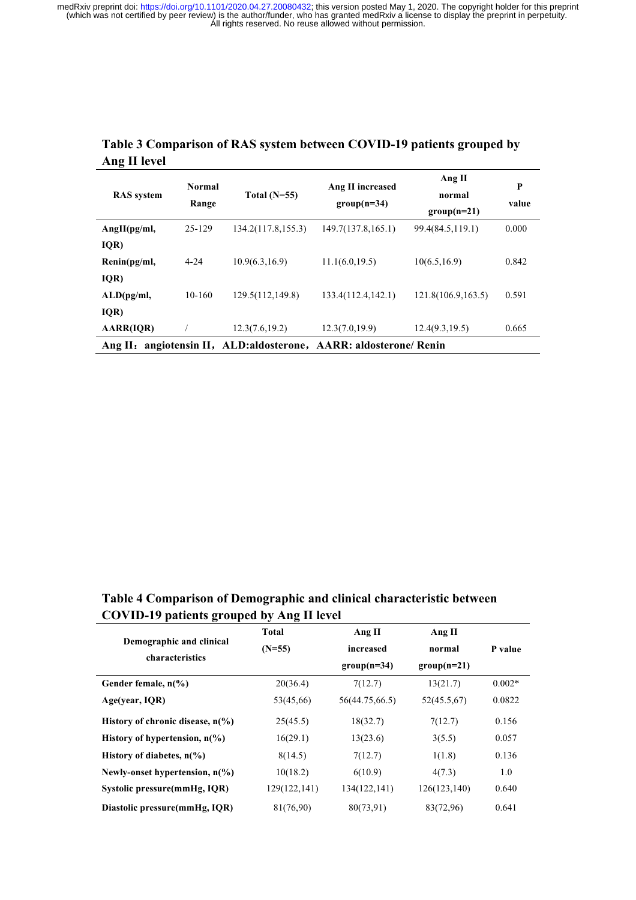**Table 3 Comparison of RAS system between COVID-19 patients grouped by Ang II level**

| RAS system | Normal Range | Total (N=55) | Ang II increased group(n=34) | Ang II normal group(n=21) | P value |
|---|---|---|---|---|---|
| AngII(pg/ml, IQR) | 25-129 | 134.2(117.8,155.3) | 149.7(137.8,165.1) | 99.4(84.5,119.1) | 0.000 |
| Renin(pg/ml, IQR) | 4-24 | 10.9(6.3,16.9) | 11.1(6.0,19.5) | 10(6.5,16.9) | 0.842 |
| ALD(pg/ml, IQR) | 10-160 | 129.5(112,149.8) | 133.4(112.4,142.1) | 121.8(106.9,163.5) | 0.591 |
| AARR(IQR) | / | 12.3(7.6,19.2) | 12.3(7.0,19.9) | 12.4(9.3,19.5) | 0.665 |

Ang II：angiotensin II，ALD:aldosterone，AARR: aldosterone/ Renin

**Table 4 Comparison of Demographic and clinical characteristic between COVID-19 patients grouped by Ang II level**

| Demographic and clinical characteristics | Total (N=55) | Ang II increased group(n=34) | Ang II normal group(n=21) | P value |
|---|---|---|---|---|
| Gender female, n(%) | 20(36.4) | 7(12.7) | 13(21.7) | 0.002* |
| Age(year, IQR) | 53(45,66) | 56(44.75,66.5) | 52(45.5,67) | 0.0822 |
| History of chronic disease, n(%) | 25(45.5) | 18(32.7) | 7(12.7) | 0.156 |
| History of hypertension, n(%) | 16(29.1) | 13(23.6) | 3(5.5) | 0.057 |
| History of diabetes, n(%) | 8(14.5) | 7(12.7) | 1(1.8) | 0.136 |
| Newly-onset hypertension, n(%) | 10(18.2) | 6(10.9) | 4(7.3) | 1.0 |
| Systolic pressure(mmHg, IQR) | 129(122,141) | 134(122,141) | 126(123,140) | 0.640 |
| Diastolic pressure(mmHg, IQR) | 81(76,90) | 80(73,91) | 83(72,96) | 0.641 |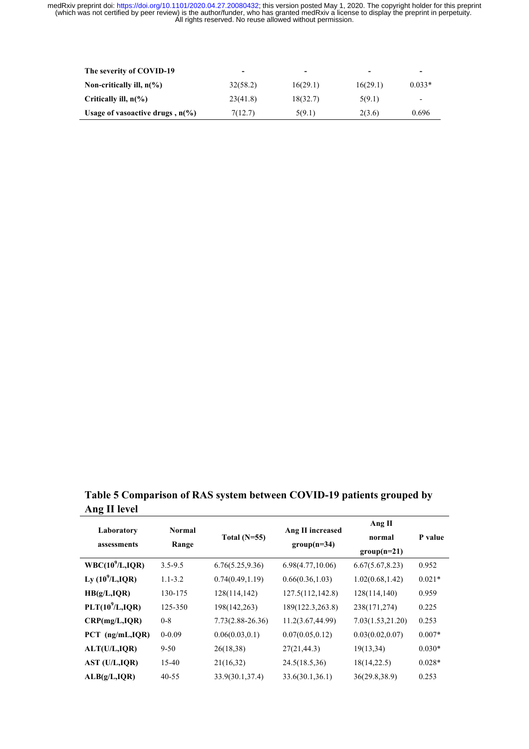| The severity of COVID-19 | - | - | - | - |
|---|---|---|---|---|
| Non-critically ill, n(%) | 32(58.2) | 16(29.1) | 16(29.1) | 0.033* |
| Critically ill, n(%) | 23(41.8) | 18(32.7) | 5(9.1) | - |
| Usage of vasoactive drugs , n(%) | 7(12.7) | 5(9.1) | 2(3.6) | 0.696 |

## Table 5 Comparison of RAS system between COVID-19 patients grouped by Ang II level

| Laboratory assessments | Normal Range | Total (N=55) | Ang II increased group(n=34) | Ang II normal group(n=21) | P value |
|---|---|---|---|---|---|
| WBC($10^9$/L,IQR) | 3.5-9.5 | 6.76(5.25,9.36) | 6.98(4.77,10.06) | 6.67(5.67,8.23) | 0.952 |
| Ly ($10^9$/L,IQR) | 1.1-3.2 | 0.74(0.49,1.19) | 0.66(0.36,1.03) | 1.02(0.68,1.42) | 0.021* |
| HB(g/L,IQR) | 130-175 | 128(114,142) | 127.5(112,142.8) | 128(114,140) | 0.959 |
| PLT($10^9$/L,IQR) | 125-350 | 198(142,263) | 189(122.3,263.8) | 238(171,274) | 0.225 |
| CRP(mg/L,IQR) | 0-8 | 7.73(2.88-26.36) | 11.2(3.67,44.99) | 7.03(1.53,21.20) | 0.253 |
| PCT (ng/mL,IQR) | 0-0.09 | 0.06(0.03,0.1) | 0.07(0.05,0.12) | 0.03(0.02,0.07) | 0.007* |
| ALT(U/L,IQR) | 9-50 | 26(18,38) | 27(21,44.3) | 19(13,34) | 0.030* |
| AST (U/L,IQR) | 15-40 | 21(16,32) | 24.5(18.5,36) | 18(14,22.5) | 0.028* |
| ALB(g/L,IQR) | 40-55 | 33.9(30.1,37.4) | 33.6(30.1,36.1) | 36(29.8,38.9) | 0.253 |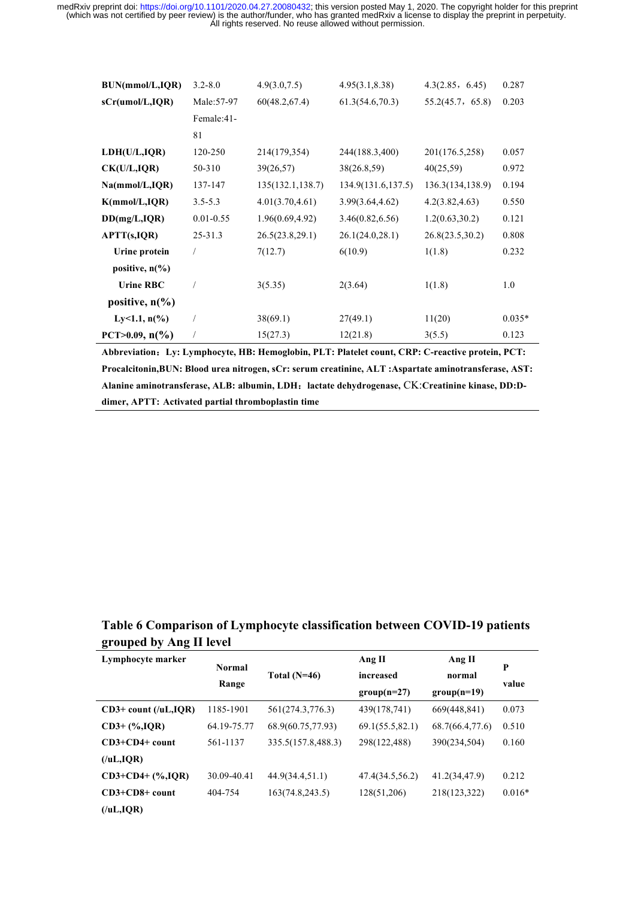| | | | | | |
|---|---|---|---|---|---|
| **BUN(mmol/L,IQR)** | 3.2-8.0 | 4.9(3.0,7.5) | 4.95(3.1,8.38) | 4.3(2.85，6.45) | 0.287 |
| **sCr(umol/L,IQR)** | Male:57-97 Female:41-81 | 60(48.2,67.4) | 61.3(54.6,70.3) | 55.2(45.7，65.8) | 0.203 |
| **LDH(U/L,IQR)** | 120-250 | 214(179,354) | 244(188.3,400) | 201(176.5,258) | 0.057 |
| **CK(U/L,IQR)** | 50-310 | 39(26,57) | 38(26.8,59) | 40(25,59) | 0.972 |
| **Na(mmol/L,IQR)** | 137-147 | 135(132.1,138.7) | 134.9(131.6,137.5) | 136.3(134,138.9) | 0.194 |
| **K(mmol/L,IQR)** | 3.5-5.3 | 4.01(3.70,4.61) | 3.99(3.64,4.62) | 4.2(3.82,4.63) | 0.550 |
| **DD(mg/L,IQR)** | 0.01-0.55 | 1.96(0.69,4.92) | 3.46(0.82,6.56) | 1.2(0.63,30.2) | 0.121 |
| **APTT(s,IQR)** | 25-31.3 | 26.5(23.8,29.1) | 26.1(24.0,28.1) | 26.8(23.5,30.2) | 0.808 |
| **Urine protein positive, n(%)** | / | 7(12.7) | 6(10.9) | 1(1.8) | 0.232 |
| **Urine RBC positive, n(%)** | / | 3(5.35) | 2(3.64) | 1(1.8) | 1.0 |
| **Ly<1.1, n(%)** | / | 38(69.1) | 27(49.1) | 11(20) | 0.035* |
| **PCT>0.09, n(%)** | / | 15(27.3) | 12(21.8) | 3(5.5) | 0.123 |

**Abbreviation：Ly: Lymphocyte, HB: Hemoglobin, PLT: Platelet count, CRP: C-reactive protein, PCT: Procalcitonin,BUN: Blood urea nitrogen, sCr: serum creatinine, ALT :Aspartate aminotransferase, AST: Alanine aminotransferase, ALB: albumin, LDH：lactate dehydrogenase, CK:Creatinine kinase, DD:D-dimer, APTT: Activated partial thromboplastin time**

## Table 6 Comparison of Lymphocyte classification between COVID-19 patients grouped by Ang II level

| Lymphocyte marker | Normal Range | Total (N=46) | Ang II increased group(n=27) | Ang II normal group(n=19) | P value |
|---|---|---|---|---|---|
| **CD3+ count (/uL,IQR)** | 1185-1901 | 561(274.3,776.3) | 439(178,741) | 669(448,841) | 0.073 |
| **CD3+ (%,IQR)** | 64.19-75.77 | 68.9(60.75,77.93) | 69.1(55.5,82.1) | 68.7(66.4,77.6) | 0.510 |
| **CD3+CD4+ count (/uL,IQR)** | 561-1137 | 335.5(157.8,488.3) | 298(122,488) | 390(234,504) | 0.160 |
| **CD3+CD4+ (%,IQR)** | 30.09-40.41 | 44.9(34.4,51.1) | 47.4(34.5,56.2) | 41.2(34,47.9) | 0.212 |
| **CD3+CD8+ count (/uL,IQR)** | 404-754 | 163(74.8,243.5) | 128(51,206) | 218(123,322) | 0.016* |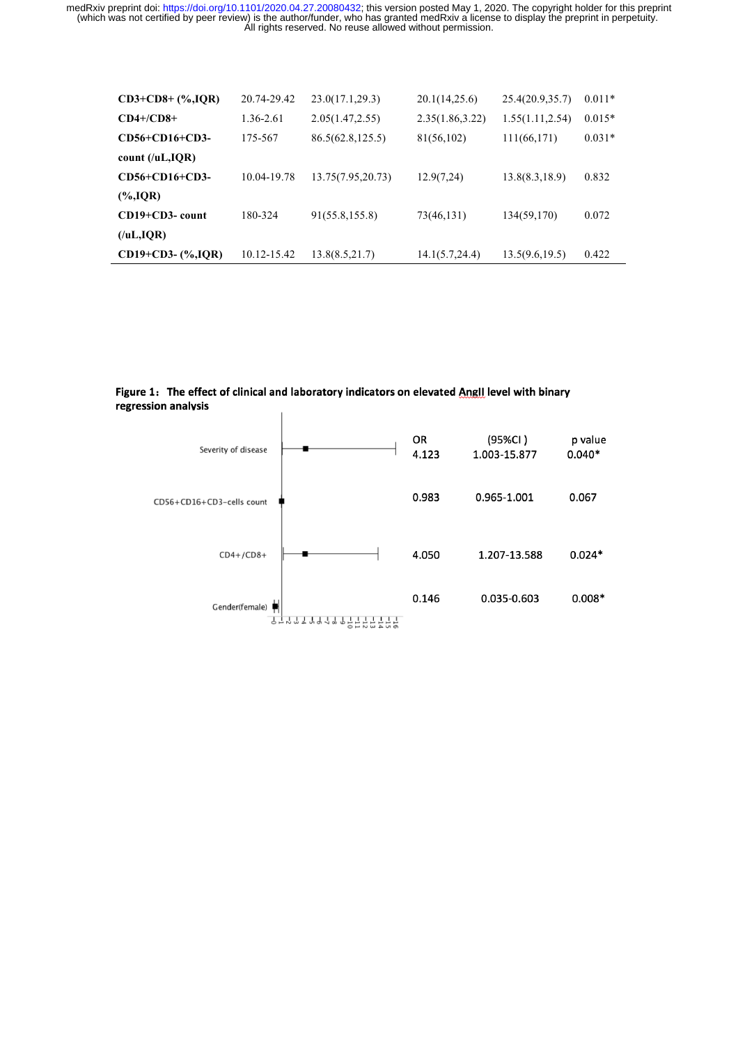| | | | | | |
|---|---|---|---|---|---|
| **CD3+CD8+ (%,IQR)** | 20.74-29.42 | 23.0(17.1,29.3) | 20.1(14,25.6) | 25.4(20.9,35.7) | 0.011* |
| **CD4+/CD8+** | 1.36-2.61 | 2.05(1.47,2.55) | 2.35(1.86,3.22) | 1.55(1.11,2.54) | 0.015* |
| **CD56+CD16+CD3- count (/uL,IQR)** | 175-567 | 86.5(62.8,125.5) | 81(56,102) | 111(66,171) | 0.031* |
| **CD56+CD16+CD3- (%,IQR)** | 10.04-19.78 | 13.75(7.95,20.73) | 12.9(7,24) | 13.8(8.3,18.9) | 0.832 |
| **CD19+CD3- count (/uL,IQR)** | 180-324 | 91(55.8,155.8) | 73(46,131) | 134(59,170) | 0.072 |
| **CD19+CD3- (%,IQR)** | 10.12-15.42 | 13.8(8.5,21.7) | 14.1(5.7,24.4) | 13.5(9.6,19.5) | 0.422 |

**Figure 1: The effect of clinical and laboratory indicators on elevated AngII level with binary regression analysis**

OR (95%CI ) p value

Severity of disease 4.123 1.003-15.877 0.040*

CD56+CD16+CD3-cells count 0.983 0.965-1.001 0.067

CD4+/CD8+ 4.050 1.207-13.588 0.024*

Gender(female) 0.146 0.035-0.603 0.008*

0 1 2 3 4 5 6 7 8 9 10 11 12 13 14 15 16